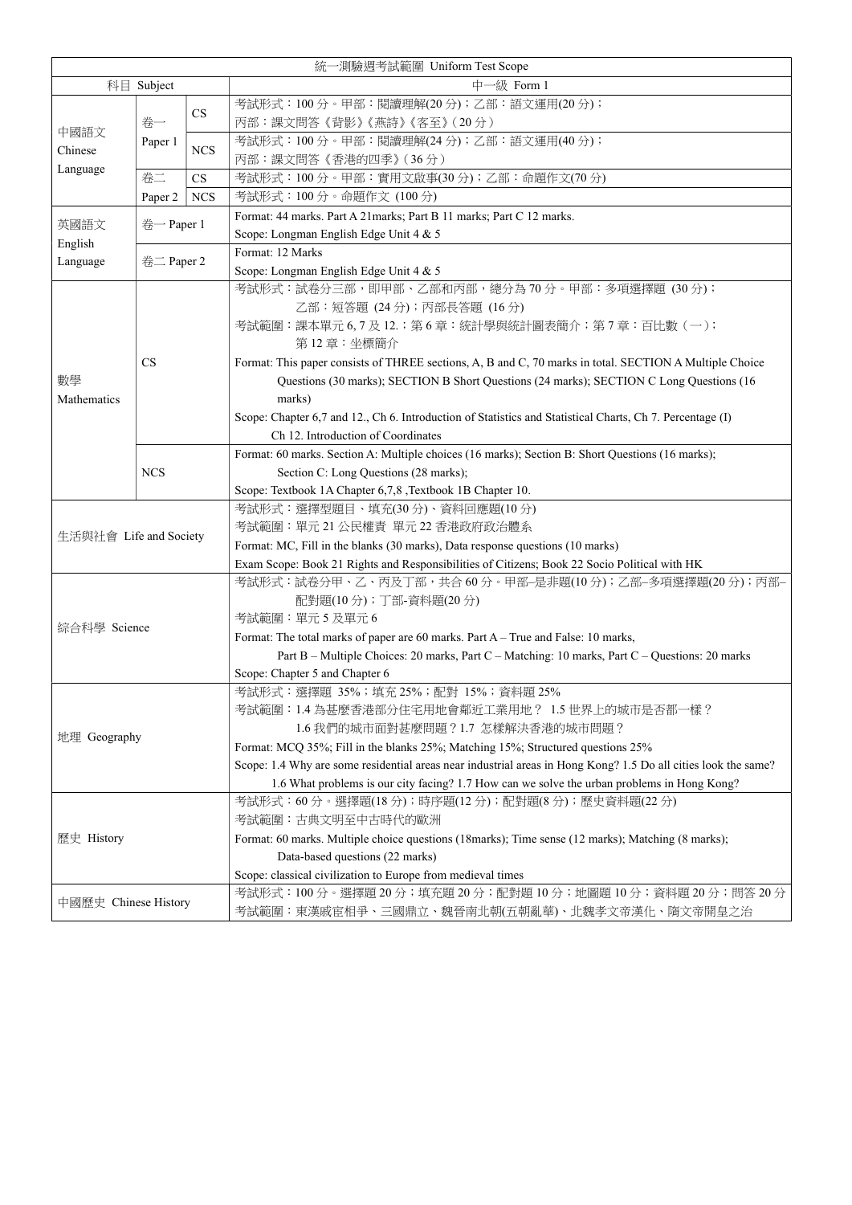| 統一測驗週考試範圍 Uniform Test Scope | | | |
|---|---|---|---|
| 科目 Subject | | | 中一級 Form 1 |
| 中國語文 Chinese Language | 卷一 Paper 1 | CS | 考試形式：100 分。甲部：閱讀理解(20 分)；乙部：語文運用(20 分)；丙部：課文問答《背影》《燕詩》《客至》(20 分) |
| | | NCS | 考試形式：100 分。甲部：閱讀理解(24 分)；乙部：語文運用(40 分)；丙部：課文問答《香港的四季》(36 分) |
| | 卷二 Paper 2 | CS | 考試形式：100 分。甲部：實用文啟事(30 分)；乙部：命題作文(70 分) |
| | | NCS | 考試形式：100 分。命題作文 (100 分) |
| 英國語文 English Language | 卷一 Paper 1 | | Format: 44 marks. Part A 21marks; Part B 11 marks; Part C 12 marks.<br>Scope: Longman English Edge Unit 4 & 5 |
| | 卷二 Paper 2 | | Format: 12 Marks<br>Scope: Longman English Edge Unit 4 & 5 |
| 數學 Mathematics | CS | | 考試形式：試卷分三部，即甲部、乙部和丙部，總分為 70 分。甲部：多項選擇題 (30 分)；乙部：短答題 (24 分)；丙部長答題 (16 分)<br>考試範圍：課本單元 6, 7 及 12.；第 6 章：統計學與統計圖表簡介；第 7 章：百比數（一）；第 12 章：坐標簡介<br>Format: This paper consists of THREE sections, A, B and C, 70 marks in total. SECTION A Multiple Choice Questions (30 marks); SECTION B Short Questions (24 marks); SECTION C Long Questions (16 marks)<br>Scope: Chapter 6,7 and 12., Ch 6. Introduction of Statistics and Statistical Charts, Ch 7. Percentage (I) Ch 12. Introduction of Coordinates |
| | NCS | | Format: 60 marks. Section A: Multiple choices (16 marks); Section B: Short Questions (16 marks); Section C: Long Questions (28 marks);<br>Scope: Textbook 1A Chapter 6,7,8 ,Textbook 1B Chapter 10. |
| 生活與社會 Life and Society | | | 考試形式：選擇型題目、填充(30 分)、資料回應題(10 分)<br>考試範圍：單元 21 公民權責 單元 22 香港政府政治體系<br>Format: MC, Fill in the blanks (30 marks), Data response questions (10 marks)<br>Exam Scope: Book 21 Rights and Responsibilities of Citizens; Book 22 Socio Political with HK |
| 綜合科學 Science | | | 考試形式：試卷分甲、乙、丙及丁部，共合 60 分。甲部–是非題(10 分)；乙部–多項選擇題(20 分)；丙部–配對題(10 分)；丁部-資料題(20 分)<br>考試範圍：單元 5 及單元 6<br>Format: The total marks of paper are 60 marks. Part A – True and False: 10 marks, Part B – Multiple Choices: 20 marks, Part C – Matching: 10 marks, Part C – Questions: 20 marks<br>Scope: Chapter 5 and Chapter 6 |
| 地理 Geography | | | 考試形式：選擇題 35%；填充 25%；配對 15%；資料題 25%<br>考試範圍：1.4 為甚麼香港部分住宅用地會鄰近工業用地？ 1.5 世界上的城市是否都一樣？ 1.6 我們的城市面對甚麼問題？1.7 怎樣解決香港的城市問題？<br>Format: MCQ 35%; Fill in the blanks 25%; Matching 15%; Structured questions 25%<br>Scope: 1.4 Why are some residential areas near industrial areas in Hong Kong? 1.5 Do all cities look the same? 1.6 What problems is our city facing? 1.7 How can we solve the urban problems in Hong Kong? |
| 歷史 History | | | 考試形式：60 分。選擇題(18 分)；時序題(12 分)；配對題(8 分)；歷史資料題(22 分)<br>考試範圍：古典文明至中古時代的歐洲<br>Format: 60 marks. Multiple choice questions (18marks); Time sense (12 marks); Matching (8 marks); Data-based questions (22 marks)<br>Scope: classical civilization to Europe from medieval times |
| 中國歷史 Chinese History | | | 考試形式：100 分。選擇題 20 分；填充題 20 分；配對題 10 分；地圖題 10 分；資料題 20 分；問答 20 分<br>考試範圍：東漢戚宦相爭、三國鼎立、魏晉南北朝(五朝亂華)、北魏孝文帝漢化、隋文帝開皇之治 |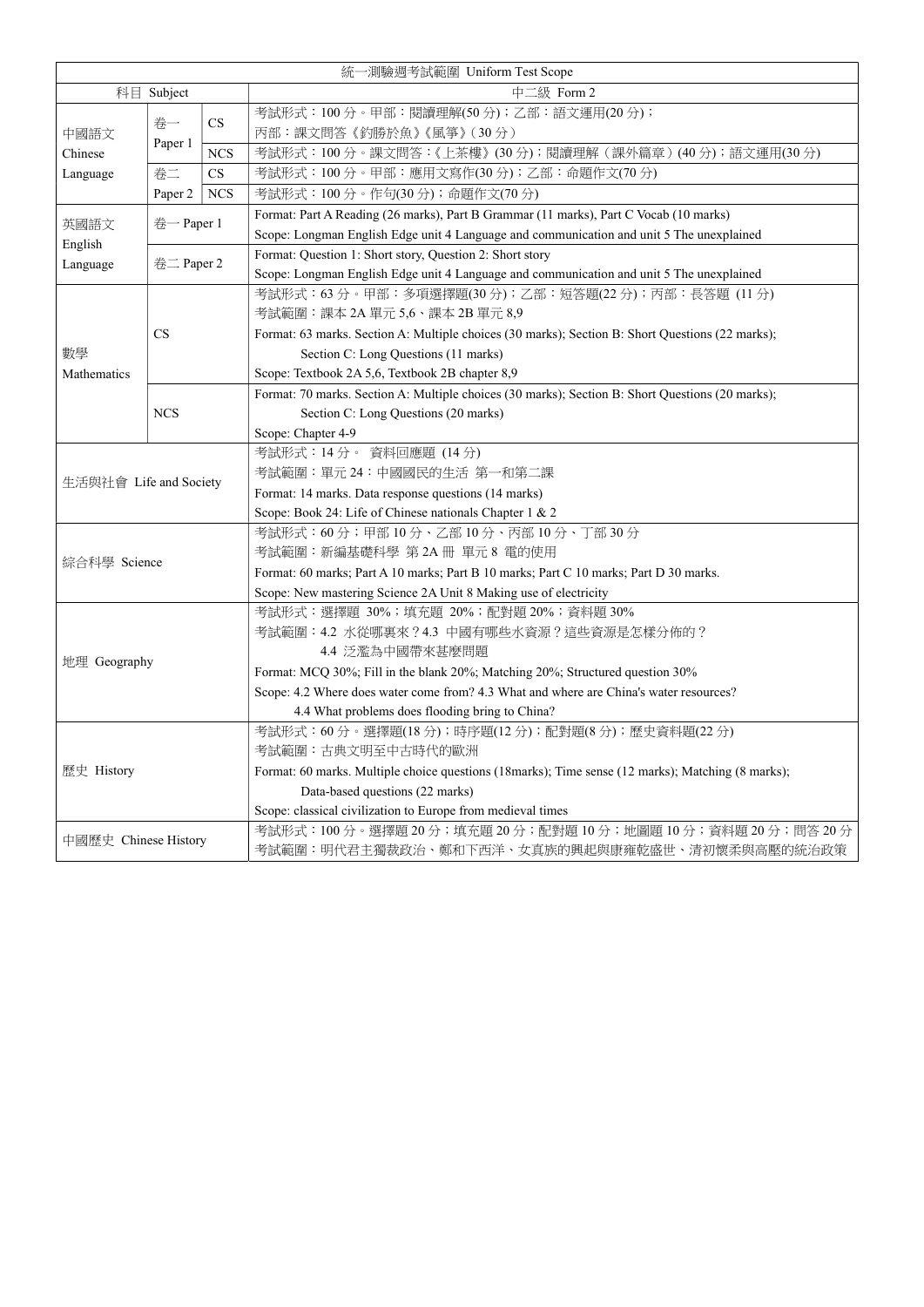| 統一測驗週考試範圍 Uniform Test Scope | | | |
|---|---|---|---|
| 科目 Subject | | | 中二級 Form 2 |
| 中國語文 Chinese Language | 卷一 Paper 1 | CS | 考試形式：100 分。甲部：閱讀理解(50 分)；乙部：語文運用(20 分)；丙部：課文問答《釣勝於魚》《風箏》(30 分) |
| | | NCS | 考試形式：100 分。課文問答:《上茶樓》(30 分)；閱讀理解（課外篇章）(40 分)；語文運用(30 分) |
| | 卷二 Paper 2 | CS | 考試形式：100 分。甲部：應用文寫作(30 分)；乙部：命題作文(70 分) |
| | | NCS | 考試形式：100 分。作句(30 分)；命題作文(70 分) |
| 英國語文 English Language | 卷一 Paper 1 | | Format: Part A Reading (26 marks), Part B Grammar (11 marks), Part C Vocab (10 marks)<br>Scope: Longman English Edge unit 4 Language and communication and unit 5 The unexplained |
| | 卷二 Paper 2 | | Format: Question 1: Short story, Question 2: Short story<br>Scope: Longman English Edge unit 4 Language and communication and unit 5 The unexplained |
| 數學 Mathematics | CS | | 考試形式：63 分。甲部：多項選擇題(30 分)；乙部：短答題(22 分)；丙部：長答題 (11 分)<br>考試範圍：課本 2A 單元 5,6、課本 2B 單元 8,9<br>Format: 63 marks. Section A: Multiple choices (30 marks); Section B: Short Questions (22 marks); Section C: Long Questions (11 marks)<br>Scope: Textbook 2A 5,6, Textbook 2B chapter 8,9 |
| | NCS | | Format: 70 marks. Section A: Multiple choices (30 marks); Section B: Short Questions (20 marks); Section C: Long Questions (20 marks)<br>Scope: Chapter 4-9 |
| 生活與社會 Life and Society | | | 考試形式：14 分。 資料回應題 (14 分)<br>考試範圍：單元 24：中國國民的生活 第一和第二課<br>Format: 14 marks. Data response questions (14 marks)<br>Scope: Book 24: Life of Chinese nationals Chapter 1 & 2 |
| 綜合科學 Science | | | 考試形式：60 分；甲部 10 分、乙部 10 分、丙部 10 分、丁部 30 分<br>考試範圍：新編基礎科學 第 2A 冊 單元 8 電的使用<br>Format: 60 marks; Part A 10 marks; Part B 10 marks; Part C 10 marks; Part D 30 marks.<br>Scope: New mastering Science 2A Unit 8 Making use of electricity |
| 地理 Geography | | | 考試形式：選擇題 30%；填充題 20%；配對題 20%；資料題 30%<br>考試範圍：4.2 水從哪裏來？4.3 中國有哪些水資源？這些資源是怎樣分佈的？<br>4.4 泛濫為中國帶來甚麼問題<br>Format: MCQ 30%; Fill in the blank 20%; Matching 20%; Structured question 30%<br>Scope: 4.2 Where does water come from? 4.3 What and where are China's water resources?<br>4.4 What problems does flooding bring to China? |
| 歷史 History | | | 考試形式：60 分。選擇題(18 分)；時序題(12 分)；配對題(8 分)；歷史資料題(22 分)<br>考試範圍：古典文明至中古時代的歐洲<br>Format: 60 marks. Multiple choice questions (18marks); Time sense (12 marks); Matching (8 marks); Data-based questions (22 marks)<br>Scope: classical civilization to Europe from medieval times |
| 中國歷史 Chinese History | | | 考試形式：100 分。選擇題 20 分；填充題 20 分；配對題 10 分；地圖題 10 分；資料題 20 分；問答 20 分<br>考試範圍：明代君主獨裁政治、鄭和下西洋、女真族的興起與康雍乾盛世、清初懷柔與高壓的統治政策 |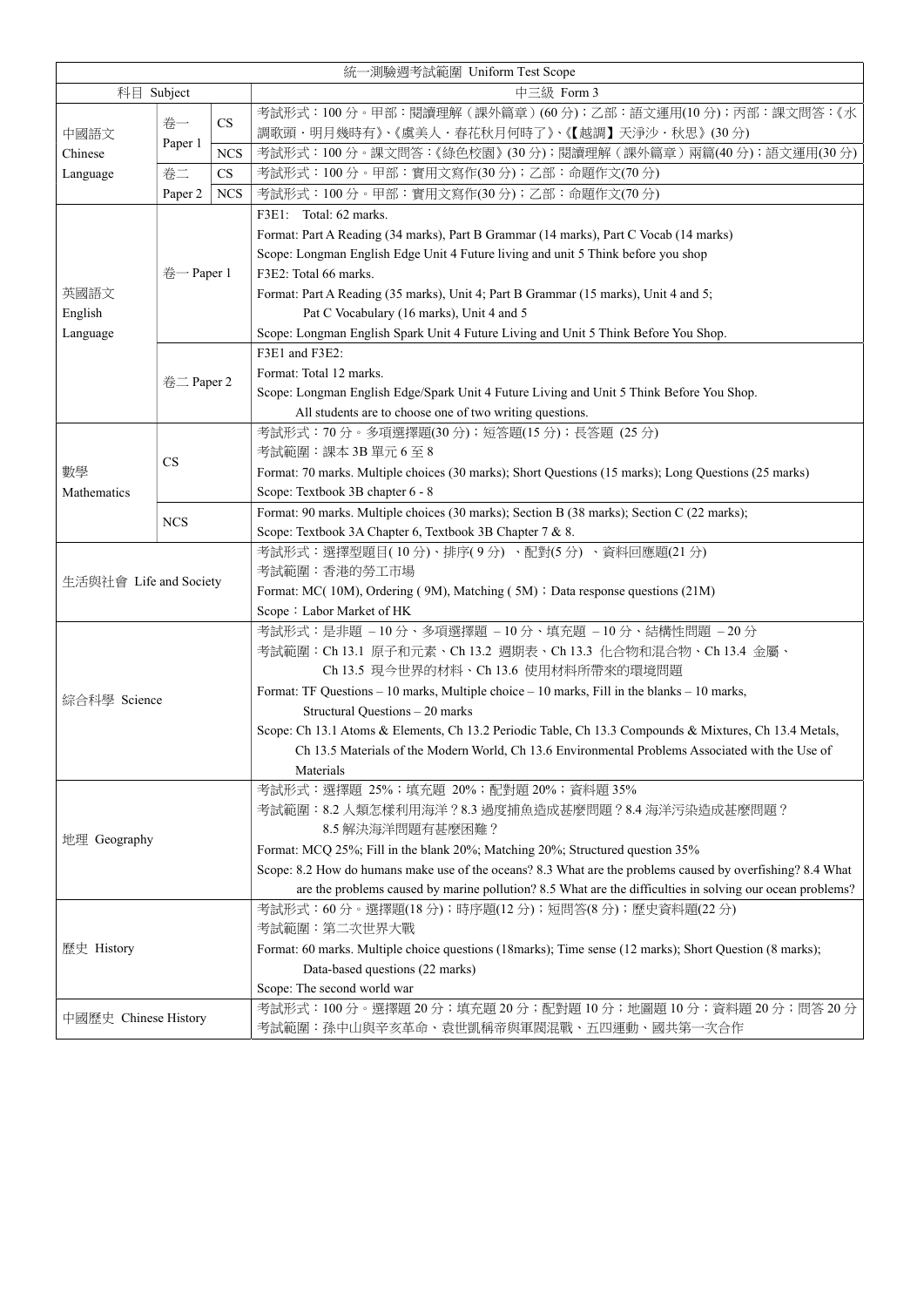| 統一測驗週考試範圍 Uniform Test Scope | | | |
|---|---|---|---|
| 科目 Subject | | | 中三級 Form 3 |
| 中國語文 Chinese Language | 卷一 Paper 1 | CS | 考試形式：100 分。甲部：閱讀理解（課外篇章）(60 分)；乙部：語文運用(10 分)；丙部：課文問答：《水調歌頭．明月幾時有》、《虞美人．春花秋月何時了》、《【越調】天淨沙．秋思》(30 分) |
| | | NCS | 考試形式：100 分。課文問答：《綠色校園》(30 分)；閱讀理解（課外篇章）兩篇(40 分)；語文運用(30 分) |
| | 卷二 Paper 2 | CS | 考試形式：100 分。甲部：實用文寫作(30 分)；乙部：命題作文(70 分) |
| | | NCS | 考試形式：100 分。甲部：實用文寫作(30 分)；乙部：命題作文(70 分) |
| 英國語文 English Language | 卷一 Paper 1 | | F3E1: Total: 62 marks.<br>Format: Part A Reading (34 marks), Part B Grammar (14 marks), Part C Vocab (14 marks)<br>Scope: Longman English Edge Unit 4 Future living and unit 5 Think before you shop<br>F3E2: Total 66 marks.<br>Format: Part A Reading (35 marks), Unit 4; Part B Grammar (15 marks), Unit 4 and 5;<br>Pat C Vocabulary (16 marks), Unit 4 and 5<br>Scope: Longman English Spark Unit 4 Future Living and Unit 5 Think Before You Shop. |
| | 卷二 Paper 2 | | F3E1 and F3E2:<br>Format: Total 12 marks.<br>Scope: Longman English Edge/Spark Unit 4 Future Living and Unit 5 Think Before You Shop.<br>All students are to choose one of two writing questions. |
| 數學 Mathematics | CS | | 考試形式：70 分。多項選擇題(30 分)；短答題(15 分)；長答題 (25 分)<br>考試範圍：課本 3B 單元 6 至 8<br>Format: 70 marks. Multiple choices (30 marks); Short Questions (15 marks); Long Questions (25 marks)<br>Scope: Textbook 3B chapter 6 - 8 |
| | NCS | | Format: 90 marks. Multiple choices (30 marks); Section B (38 marks); Section C (22 marks);<br>Scope: Textbook 3A Chapter 6, Textbook 3B Chapter 7 & 8. |
| 生活與社會 Life and Society | | | 考試形式：選擇型題目( 10 分)、排序( 9 分) 、配對(5 分) 、資料回應題(21 分)<br>考試範圍：香港的勞工市場<br>Format: MC( 10M), Ordering ( 9M), Matching ( 5M)；Data response questions (21M)<br>Scope：Labor Market of HK |
| 綜合科學 Science | | | 考試形式：是非題 – 10 分、多項選擇題 – 10 分、填充題 – 10 分、結構性問題 – 20 分<br>考試範圍：Ch 13.1 原子和元素、Ch 13.2 週期表、Ch 13.3 化合物和混合物、Ch 13.4 金屬、Ch 13.5 現今世界的材料、Ch 13.6 使用材料所帶來的環境問題<br>Format: TF Questions – 10 marks, Multiple choice – 10 marks, Fill in the blanks – 10 marks, Structural Questions – 20 marks<br>Scope: Ch 13.1 Atoms & Elements, Ch 13.2 Periodic Table, Ch 13.3 Compounds & Mixtures, Ch 13.4 Metals, Ch 13.5 Materials of the Modern World, Ch 13.6 Environmental Problems Associated with the Use of Materials |
| 地理 Geography | | | 考試形式：選擇題 25%；填充題 20%；配對題 20%；資料題 35%<br>考試範圍：8.2 人類怎樣利用海洋？8.3 過度捕魚造成甚麼問題？8.4 海洋污染造成甚麼問題？8.5 解決海洋問題有甚麼困難？<br>Format: MCQ 25%; Fill in the blank 20%; Matching 20%; Structured question 35%<br>Scope: 8.2 How do humans make use of the oceans? 8.3 What are the problems caused by overfishing? 8.4 What are the problems caused by marine pollution? 8.5 What are the difficulties in solving our ocean problems? |
| 歷史 History | | | 考試形式：60 分。選擇題(18 分)；時序題(12 分)；短問答(8 分)；歷史資料題(22 分)<br>考試範圍：第二次世界大戰<br>Format: 60 marks. Multiple choice questions (18marks); Time sense (12 marks); Short Question (8 marks); Data-based questions (22 marks)<br>Scope: The second world war |
| 中國歷史 Chinese History | | | 考試形式：100 分。選擇題 20 分；填充題 20 分；配對題 10 分；地圖題 10 分；資料題 20 分；問答 20 分<br>考試範圍：孫中山與辛亥革命、袁世凱稱帝與軍閥混戰、五四運動、國共第一次合作 |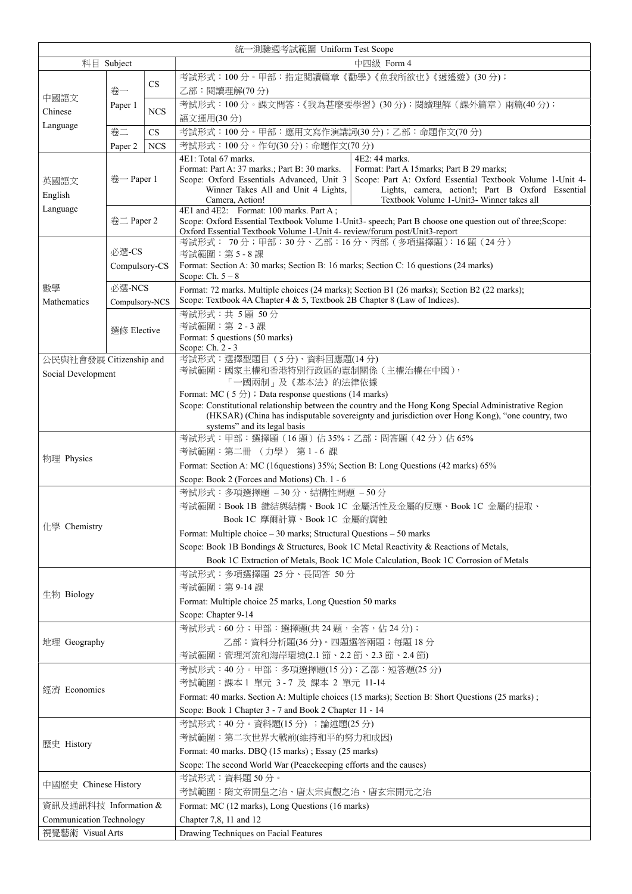| 統一測驗週考試範圍 Uniform Test Scope | | | | |
|---|---|---|---|---|
| 科目 Subject | | | 中四級 Form 4 | |
| 中國語文 Chinese Language | 卷一 Paper 1 | CS | 考試形式：100 分。甲部：指定閱讀篇章《勸學》《魚我所欲也》《逍遙遊》(30 分)；乙部：閱讀理解(70 分) | |
| | | NCS | 考試形式：100 分。課文問答：《我為甚麼要學習》(30 分)；閱讀理解（課外篇章）兩篇(40 分)；語文運用(30 分) | |
| | 卷二 Paper 2 | CS | 考試形式：100 分。甲部：應用文寫作演講詞(30 分)；乙部：命題作文(70 分) | |
| | | NCS | 考試形式：100 分。作句(30 分)；命題作文(70 分) | |
| 英國語文 English Language | 卷一 Paper 1 | | 4E1: Total 67 marks. Format: Part A: 37 marks.; Part B: 30 marks. Scope: Oxford Essentials Advanced, Unit 3 Winner Takes All and Unit 4 Lights, Camera, Action! | 4E2: 44 marks. Format: Part A 15marks; Part B 29 marks; Scope: Part A: Oxford Essential Textbook Volume 1-Unit 4- Lights, camera, action!; Part B Oxford Essential Textbook Volume 1-Unit3- Winner takes all |
| | 卷二 Paper 2 | | 4E1 and 4E2: Format: 100 marks. Part A ; Scope: Oxford Essential Textbook Volume 1-Unit3- speech; Part B choose one question out of three;Scope: Oxford Essential Textbook Volume 1-Unit 4- review/forum post/Unit3-report | |
| 數學 Mathematics | 必選-CS Compulsory-CS | | 考試形式： 70 分；甲部：30 分、乙部：16 分、丙部（多項選擇題）：16 題（24 分）<br>考試範圍：第 5 - 8 課<br>Format: Section A: 30 marks; Section B: 16 marks; Section C: 16 questions (24 marks)<br>Scope: Ch. 5 – 8 | |
| | 必選-NCS Compulsory-NCS | | Format: 72 marks. Multiple choices (24 marks); Section B1 (26 marks); Section B2 (22 marks);<br>Scope: Textbook 4A Chapter 4 & 5, Textbook 2B Chapter 8 (Law of Indices). | |
| | 選修 Elective | | 考試形式：共 5 題 50 分<br>考試範圍：第 2 - 3 課<br>Format: 5 questions (50 marks)<br>Scope: Ch. 2 - 3 | |
| 公民與社會發展 Citizenship and Social Development | | | 考試形式：選擇型題目 ( 5 分)、資料回應題(14 分)<br>考試範圍：國家主權和香港特別行政區的憲制關係（主權治權在中國），「一國兩制」及《基本法》的法律依據<br>Format: MC ( 5 分)；Data response questions (14 marks)<br>Scope: Constitutional relationship between the country and the Hong Kong Special Administrative Region (HKSAR) (China has indisputable sovereignty and jurisdiction over Hong Kong), "one country, two systems" and its legal basis | |
| 物理 Physics | | | 考試形式：甲部：選擇題（16 題）佔 35%；乙部：問答題（42 分）佔 65%<br>考試範圍：第二冊 （力學） 第 1 - 6 課<br>Format: Section A: MC (16questions) 35%; Section B: Long Questions (42 marks) 65%<br>Scope: Book 2 (Forces and Motions) Ch. 1 - 6 | |
| 化學 Chemistry | | | 考試形式：多項選擇題 – 30 分、結構性問題 – 50 分<br>考試範圍：Book 1B 鍵結與結構、Book 1C 金屬活性及金屬的反應、Book 1C 金屬的提取、Book 1C 摩爾計算、Book 1C 金屬的腐蝕<br>Format: Multiple choice – 30 marks; Structural Questions – 50 marks<br>Scope: Book 1B Bondings & Structures, Book 1C Metal Reactivity & Reactions of Metals, Book 1C Extraction of Metals, Book 1C Mole Calculation, Book 1C Corrosion of Metals | |
| 生物 Biology | | | 考試形式：多項選擇題 25 分、長問答 50 分<br>考試範圍：第 9-14 課<br>Format: Multiple choice 25 marks, Long Question 50 marks<br>Scope: Chapter 9-14 | |
| 地理 Geography | | | 考試形式：60 分；甲部：選擇題(共 24 題，全答，佔 24 分)；乙部：資料分析題(36 分)。四題選答兩題；每題 18 分<br>考試範圍：管理河流和海岸環境(2.1 節、2.2 節、2.3 節、2.4 節) | |
| 經濟 Economics | | | 考試形式：40 分。甲部：多項選擇題(15 分)；乙部：短答題(25 分)<br>考試範圍：課本 1 單元 3 - 7 及 課本 2 單元 11-14<br>Format: 40 marks. Section A: Multiple choices (15 marks); Section B: Short Questions (25 marks) ;<br>Scope: Book 1 Chapter 3 - 7 and Book 2 Chapter 11 - 14 | |
| 歷史 History | | | 考試形式：40 分。資料題(15 分) ；論述題(25 分)<br>考試範圍：第二次世界大戰前(維持和平的努力和成因)<br>Format: 40 marks. DBQ (15 marks) ; Essay (25 marks)<br>Scope: The second World War (Peacekeeping efforts and the causes) | |
| 中國歷史 Chinese History | | | 考試形式：資料題 50 分。<br>考試範圍：隋文帝開皇之治、唐太宗貞觀之治、唐玄宗開元之治 | |
| 資訊及通訊科技 Information & Communication Technology | | | Format: MC (12 marks), Long Questions (16 marks)<br>Chapter 7,8, 11 and 12 | |
| 視覺藝術 Visual Arts | | | Drawing Techniques on Facial Features | |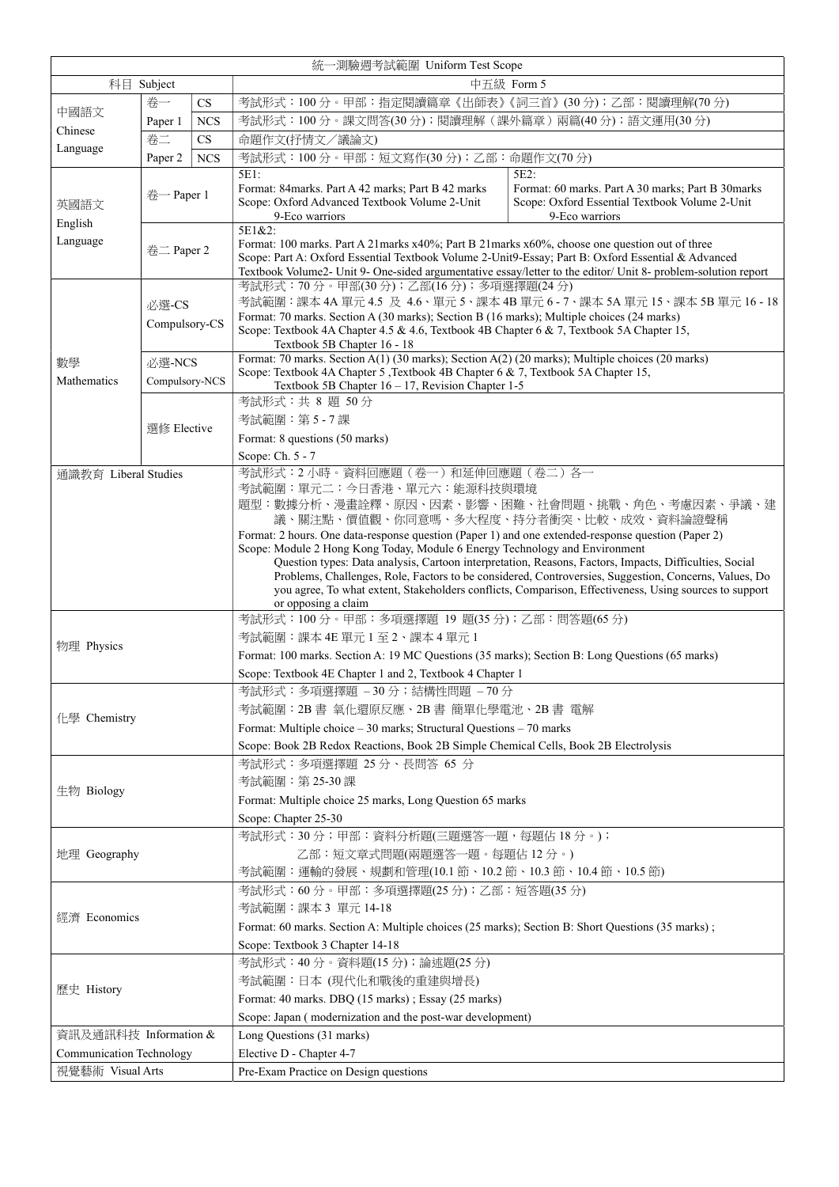| 統一測驗週考試範圍 Uniform Test Scope | | | |
|---|---|---|---|
| 科目 Subject | | | 中五級 Form 5 |
| 中國語文 Chinese Language | 卷一 Paper 1 | CS | 考試形式：100 分。甲部：指定閱讀篇章《出師表》《詞三首》(30 分)；乙部：閱讀理解(70 分) |
| | | NCS | 考試形式：100 分。課文問答(30 分)；閱讀理解（課外篇章）兩篇(40 分)；語文運用(30 分) |
| | 卷二 Paper 2 | CS | 命題作文(抒情文／議論文) |
| | | NCS | 考試形式：100 分。甲部：短文寫作(30 分)；乙部：命題作文(70 分) |
| 英國語文 English Language | 卷一 Paper 1 | | 5E1: Format: 84marks. Part A 42 marks; Part B 42 marks Scope: Oxford Advanced Textbook Volume 2-Unit 9-Eco warriors<br>5E2: Format: 60 marks. Part A 30 marks; Part B 30marks Scope: Oxford Essential Textbook Volume 2-Unit 9-Eco warriors |
| | 卷二 Paper 2 | | 5E1&2: Format: 100 marks. Part A 21marks x40%; Part B 21marks x60%, choose one question out of three Scope: Part A: Oxford Essential Textbook Volume 2-Unit9-Essay; Part B: Oxford Essential & Advanced Textbook Volume2- Unit 9- One-sided argumentative essay/letter to the editor/ Unit 8- problem-solution report |
| 數學 Mathematics | 必選-CS Compulsory-CS | | 考試形式：70 分。甲部(30 分)；乙部(16 分)；多項選擇題(24 分)<br>考試範圍：課本 4A 單元 4.5 及 4.6、單元 5、課本 4B 單元 6 - 7、課本 5A 單元 15、課本 5B 單元 16 - 18<br>Format: 70 marks. Section A (30 marks); Section B (16 marks); Multiple choices (24 marks)<br>Scope: Textbook 4A Chapter 4.5 & 4.6, Textbook 4B Chapter 6 & 7, Textbook 5A Chapter 15, Textbook 5B Chapter 16 - 18 |
| | 必選-NCS Compulsory-NCS | | Format: 70 marks. Section A(1) (30 marks); Section A(2) (20 marks); Multiple choices (20 marks)<br>Scope: Textbook 4A Chapter 5 ,Textbook 4B Chapter 6 & 7, Textbook 5A Chapter 15, Textbook 5B Chapter 16 – 17, Revision Chapter 1-5 |
| | 選修 Elective | | 考試形式：共 8 題 50 分<br>考試範圍：第 5 - 7 課<br>Format: 8 questions (50 marks)<br>Scope: Ch. 5 - 7 |
| 通識教育 Liberal Studies | | | 考試形式：2 小時。資料回應題（卷一）和延伸回應題（卷二）各一<br>考試範圍：單元二：今日香港、單元六：能源科技與環境<br>題型：數據分析、漫畫詮釋、原因、因素、影響、困難、社會問題、挑戰、角色、考慮因素、爭議、建議、關注點、價值觀、你同意嗎、多大程度、持分者衝突、比較、成效、資料論證聲稱<br>Format: 2 hours. One data-response question (Paper 1) and one extended-response question (Paper 2)<br>Scope: Module 2 Hong Kong Today, Module 6 Energy Technology and Environment<br>Question types: Data analysis, Cartoon interpretation, Reasons, Factors, Impacts, Difficulties, Social Problems, Challenges, Role, Factors to be considered, Controversies, Suggestion, Concerns, Values, Do you agree, To what extent, Stakeholders conflicts, Comparison, Effectiveness, Using sources to support or opposing a claim |
| 物理 Physics | | | 考試形式：100 分。甲部：多項選擇題 19 題(35 分)；乙部：問答題(65 分)<br>考試範圍：課本 4E 單元 1 至 2、課本 4 單元 1<br>Format: 100 marks. Section A: 19 MC Questions (35 marks); Section B: Long Questions (65 marks)<br>Scope: Textbook 4E Chapter 1 and 2, Textbook 4 Chapter 1 |
| 化學 Chemistry | | | 考試形式：多項選擇題 – 30 分；結構性問題 – 70 分<br>考試範圍：2B 書 氧化還原反應、2B 書 簡單化學電池、2B 書 電解<br>Format: Multiple choice – 30 marks; Structural Questions – 70 marks<br>Scope: Book 2B Redox Reactions, Book 2B Simple Chemical Cells, Book 2B Electrolysis |
| 生物 Biology | | | 考試形式：多項選擇題 25 分、長問答 65 分<br>考試範圍：第 25-30 課<br>Format: Multiple choice 25 marks, Long Question 65 marks<br>Scope: Chapter 25-30 |
| 地理 Geography | | | 考試形式：30 分；甲部：資料分析題(三題選答一題，每題佔 18 分。)；<br>乙部：短文章式問題(兩題選答一題。每題佔 12 分。)<br>考試範圍：運輸的發展、規劃和管理(10.1 節、10.2 節、10.3 節、10.4 節、10.5 節) |
| 經濟 Economics | | | 考試形式：60 分。甲部：多項選擇題(25 分)；乙部：短答題(35 分)<br>考試範圍：課本 3 單元 14-18<br>Format: 60 marks. Section A: Multiple choices (25 marks); Section B: Short Questions (35 marks) ;<br>Scope: Textbook 3 Chapter 14-18 |
| 歷史 History | | | 考試形式：40 分。資料題(15 分)；論述題(25 分)<br>考試範圍：日本 (現代化和戰後的重建與增長)<br>Format: 40 marks. DBQ (15 marks) ; Essay (25 marks)<br>Scope: Japan ( modernization and the post-war development) |
| 資訊及通訊科技 Information & Communication Technology | | | Long Questions (31 marks)<br>Elective D - Chapter 4-7 |
| 視覺藝術 Visual Arts | | | Pre-Exam Practice on Design questions |